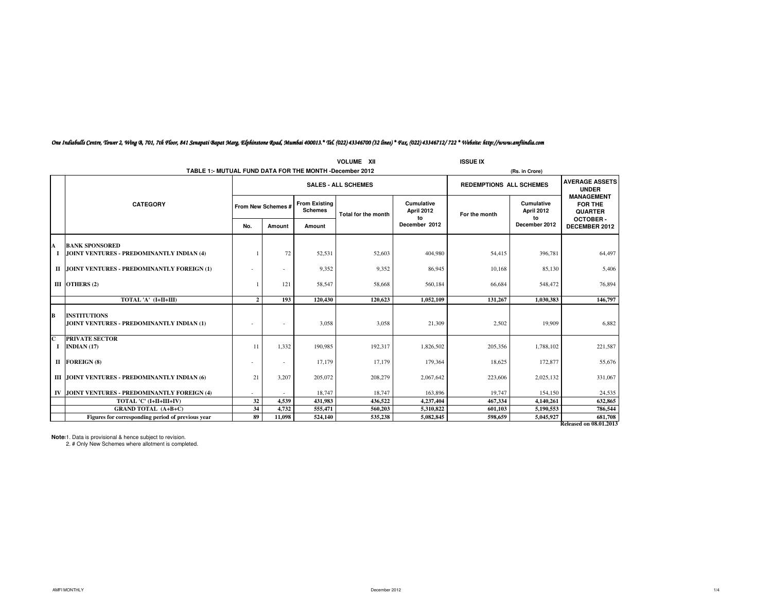*One Indiabulls Centre, Tower 2, Wing B, 701, 7th Floor, 841 Senapati Bapat Marg, Elphinstone Road, Mumbai 400013.* Tel. (022) 43346700 (32 lines) * Fax. (022) 43346712/ 722 * Website: http://www.amfiindia.com*

VOLUME XII ISSUE IX

**TABLE 1:- MUTUAL FUND DATA FOR THE MONTH -December 2012**

(Rs. in Crore)

| | CATEGORY | SALES - ALL SCHEMES | | | | | REDEMPTIONS ALL SCHEMES | | AVERAGE ASSETS UNDER MANAGEMENT FOR THE QUARTER OCTOBER - DECEMBER 2012 |
|---|---|---|---|---|---|---|---|---|---|
| | | From New Schemes # | | From Existing Schemes | Total for the month | Cumulative April 2012 to December 2012 | For the month | Cumulative April 2012 to December 2012 | |
| | | No. | Amount | Amount | | | | | |
| **A** | **BANK SPONSORED** | | | | | | | | |
| **I** | **JOINT VENTURES - PREDOMINANTLY INDIAN (4)** | 1 | 72 | 52,531 | 52,603 | 404,980 | 54,415 | 396,781 | 64,497 |
| **II** | **JOINT VENTURES - PREDOMINANTLY FOREIGN (1)** | - | - | 9,352 | 9,352 | 86,945 | 10,168 | 85,130 | 5,406 |
| **III** | **OTHERS (2)** | 1 | 121 | 58,547 | 58,668 | 560,184 | 66,684 | 548,472 | 76,894 |
| | **TOTAL 'A' (I+II+III)** | **2** | **193** | **120,430** | **120,623** | **1,052,109** | **131,267** | **1,030,383** | **146,797** |
| **B** | **INSTITUTIONS** | | | | | | | | |
| | **JOINT VENTURES - PREDOMINANTLY INDIAN (1)** | - | - | 3,058 | 3,058 | 21,309 | 2,502 | 19,909 | 6,882 |
| **C** | **PRIVATE SECTOR** | | | | | | | | |
| **I** | **INDIAN (17)** | 11 | 1,332 | 190,985 | 192,317 | 1,826,502 | 205,356 | 1,788,102 | 221,587 |
| **II** | **FOREIGN (8)** | - | - | 17,179 | 17,179 | 179,364 | 18,625 | 172,877 | 55,676 |
| **III** | **JOINT VENTURES - PREDOMINANTLY INDIAN (6)** | 21 | 3,207 | 205,072 | 208,279 | 2,067,642 | 223,606 | 2,025,132 | 331,067 |
| **IV** | **JOINT VENTURES - PREDOMINANTLY FOREIGN (4)** | - | - | 18,747 | 18,747 | 163,896 | 19,747 | 154,150 | 24,535 |
| | **TOTAL 'C' (I+II+III+IV)** | **32** | **4,539** | **431,983** | **436,522** | **4,237,404** | **467,334** | **4,140,261** | **632,865** |
| | **GRAND TOTAL (A+B+C)** | **34** | **4,732** | **555,471** | **560,203** | **5,310,822** | **601,103** | **5,190,553** | **786,544** |
| | **Figures for corresponding period of previous year** | **89** | **11,098** | **524,140** | **535,238** | **5,082,845** | **598,659** | **5,045,927** | **681,708** |

**Released on 08.01.2013**

**Note:** 1. Data is provisional & hence subject to revision.
2. # Only New Schemes where allotment is completed.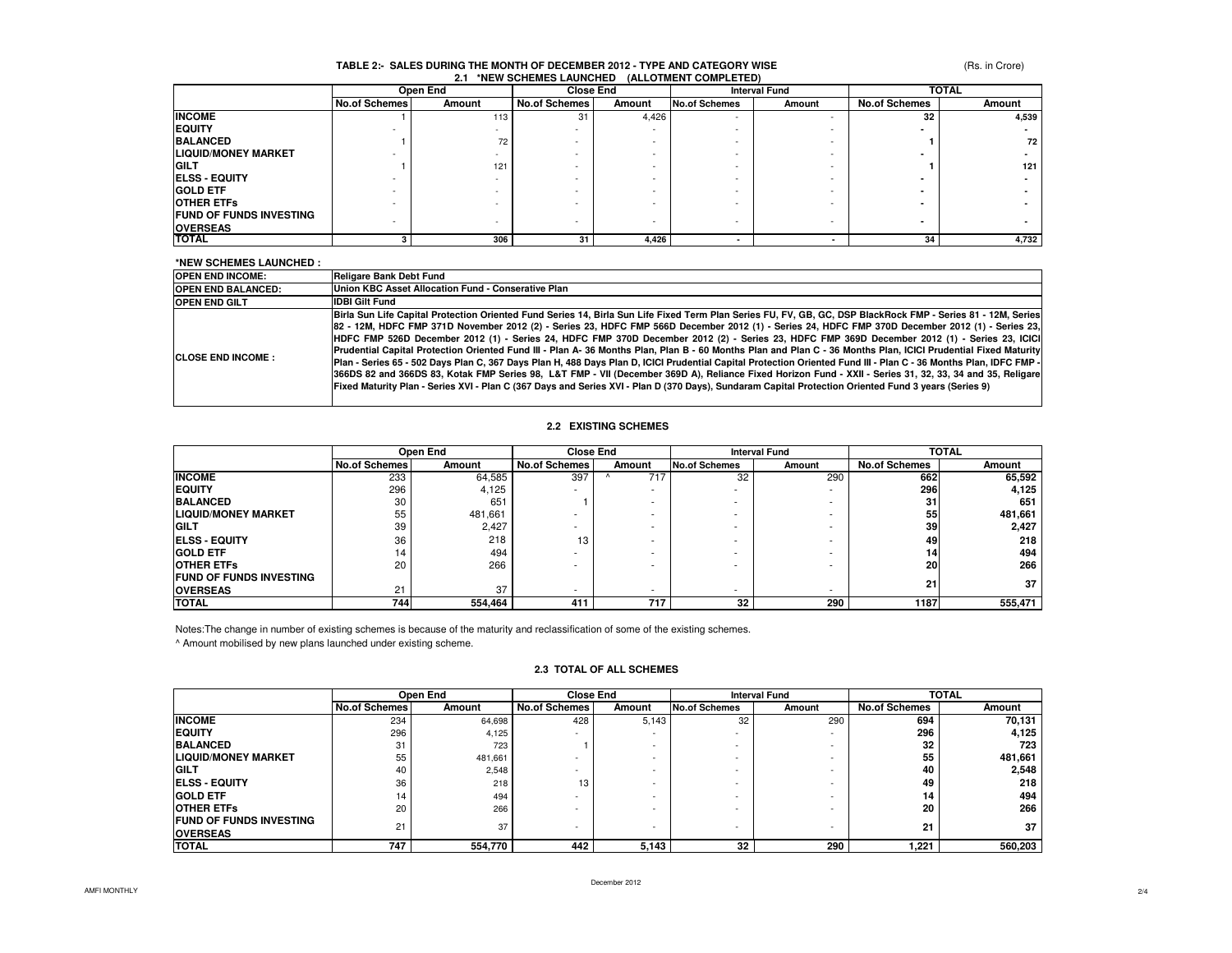## TABLE 2:- SALES DURING THE MONTH OF DECEMBER 2012 - TYPE AND CATEGORY WISE

(Rs. in Crore)

### 2.1 *NEW SCHEMES LAUNCHED (ALLOTMENT COMPLETED)

| | Open End | | Close End | | Interval Fund | | TOTAL | |
|---|---|---|---|---|---|---|---|---|
| | No.of Schemes | Amount | No.of Schemes | Amount | No.of Schemes | Amount | No.of Schemes | Amount |
| **INCOME** | 1 | 113 | 31 | 4,426 | - | - | **32** | **4,539** |
| **EQUITY** | - | - | - | - | - | - | **-** | **-** |
| **BALANCED** | 1 | 72 | - | - | - | - | **1** | **72** |
| **LIQUID/MONEY MARKET** | - | - | - | - | - | - | **-** | **-** |
| **GILT** | 1 | 121 | - | - | - | - | **1** | **121** |
| **ELSS - EQUITY** | - | - | - | - | - | - | **-** | **-** |
| **GOLD ETF** | - | - | - | - | - | - | **-** | **-** |
| **OTHER ETFs** | - | - | - | - | - | - | **-** | **-** |
| **FUND OF FUNDS INVESTING OVERSEAS** | - | - | - | - | - | - | **-** | **-** |
| **TOTAL** | **3** | **306** | **31** | **4,426** | **-** | **-** | **34** | **4,732** |

**\*NEW SCHEMES LAUNCHED :**

| | |
|---|---|
| **OPEN END INCOME:** | **Religare Bank Debt Fund** |
| **OPEN END BALANCED:** | **Union KBC Asset Allocation Fund - Conservative Plan** |
| **OPEN END GILT** | **IDBI Gilt Fund** |
| **CLOSE END INCOME :** | **Birla Sun Life Capital Protection Oriented Fund Series 14, Birla Sun Life Fixed Term Plan Series FU, FV, GB, GC, DSP BlackRock FMP - Series 81 - 12M, Series 82 - 12M, HDFC FMP 371D November 2012 (2) - Series 23, HDFC FMP 566D December 2012 (1) - Series 24, HDFC FMP 370D December 2012 (1) - Series 23, HDFC FMP 526D December 2012 (1) - Series 24, HDFC FMP 370D December 2012 (2) - Series 23, HDFC FMP 369D December 2012 (1) - Series 23, ICICI Prudential Capital Protection Oriented Fund III - Plan A- 36 Months Plan, Plan B - 60 Months Plan and Plan C - 36 Months Plan, ICICI Prudential Fixed Maturity Plan - Series 65 - 502 Days Plan C, 367 Days Plan H, 488 Days Plan D, ICICI Prudential Capital Protection Oriented Fund III - Plan C - 36 Months Plan, IDFC FMP - 366DS 82 and 366DS 83, Kotak FMP Series 98, L&T FMP - VII (December 369D A), Reliance Fixed Horizon Fund - XXII - Series 31, 32, 33, 34 and 35, Religare Fixed Maturity Plan - Series XVI - Plan C (367 Days and Series XVI - Plan D (370 Days), Sundaram Capital Protection Oriented Fund 3 years (Series 9)** |

### 2.2 EXISTING SCHEMES

| | Open End | | Close End | | Interval Fund | | TOTAL | |
|---|---|---|---|---|---|---|---|---|
| | No.of Schemes | Amount | No.of Schemes | Amount | No.of Schemes | Amount | No.of Schemes | Amount |
| **INCOME** | 233 | 64,585 | 397 | ^ 717 | 32 | 290 | **662** | **65,592** |
| **EQUITY** | 296 | 4,125 | - | - | - | - | **296** | **4,125** |
| **BALANCED** | 30 | 651 | 1 | - | - | - | **31** | **651** |
| **LIQUID/MONEY MARKET** | 55 | 481,661 | - | - | - | - | **55** | **481,661** |
| **GILT** | 39 | 2,427 | - | - | - | - | **39** | **2,427** |
| **ELSS - EQUITY** | 36 | 218 | 13 | - | - | - | **49** | **218** |
| **GOLD ETF** | 14 | 494 | - | - | - | - | **14** | **494** |
| **OTHER ETFs** | 20 | 266 | - | - | - | - | **20** | **266** |
| **FUND OF FUNDS INVESTING OVERSEAS** | 21 | 37 | - | - | - | - | **21** | **37** |
| **TOTAL** | **744** | **554,464** | **411** | **717** | **32** | **290** | **1187** | **555,471** |

Notes:The change in number of existing schemes is because of the maturity and reclassification of some of the existing schemes.

^ Amount mobilised by new plans launched under existing scheme.

### 2.3 TOTAL OF ALL SCHEMES

| | Open End | | Close End | | Interval Fund | | TOTAL | |
|---|---|---|---|---|---|---|---|---|
| | No.of Schemes | Amount | No.of Schemes | Amount | No.of Schemes | Amount | No.of Schemes | Amount |
| **INCOME** | 234 | 64,698 | 428 | 5,143 | 32 | 290 | **694** | **70,131** |
| **EQUITY** | 296 | 4,125 | - | - | - | - | **296** | **4,125** |
| **BALANCED** | 31 | 723 | 1 | - | - | - | **32** | **723** |
| **LIQUID/MONEY MARKET** | 55 | 481,661 | - | - | - | - | **55** | **481,661** |
| **GILT** | 40 | 2,548 | - | - | - | - | **40** | **2,548** |
| **ELSS - EQUITY** | 36 | 218 | 13 | - | - | - | **49** | **218** |
| **GOLD ETF** | 14 | 494 | - | - | - | - | **14** | **494** |
| **OTHER ETFs** | 20 | 266 | - | - | - | - | **20** | **266** |
| **FUND OF FUNDS INVESTING OVERSEAS** | 21 | 37 | - | - | - | - | **21** | **37** |
| **TOTAL** | **747** | **554,770** | **442** | **5,143** | **32** | **290** | **1,221** | **560,203** |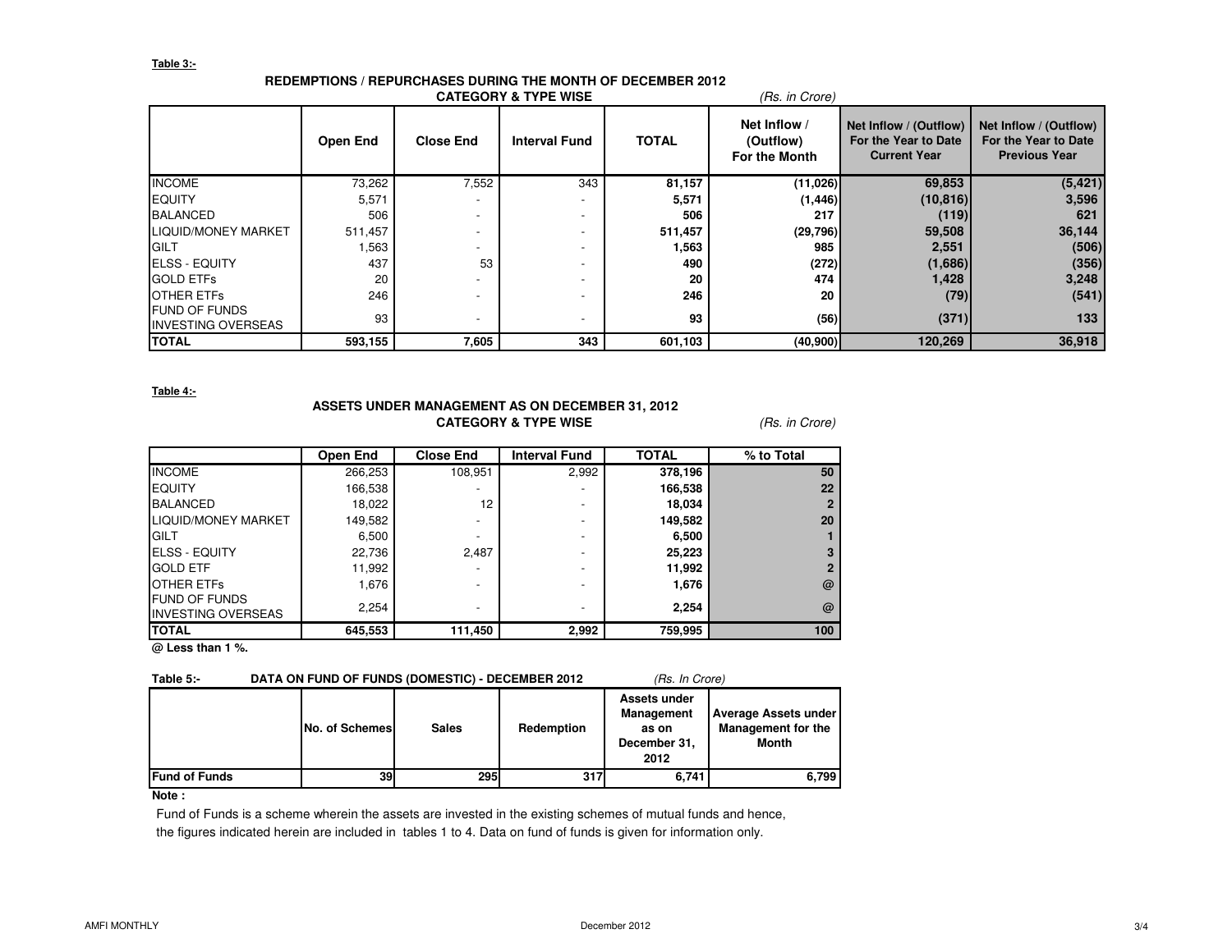**Table 3:-**

## REDEMPTIONS / REPURCHASES DURING THE MONTH OF DECEMBER 2012

**CATEGORY & TYPE WISE** *(Rs. in Crore)*

| | Open End | Close End | Interval Fund | TOTAL | Net Inflow / (Outflow) For the Month | Net Inflow / (Outflow) For the Year to Date Current Year | Net Inflow / (Outflow) For the Year to Date Previous Year |
|---|---|---|---|---|---|---|---|
| INCOME | 73,262 | 7,552 | 343 | **81,157** | **(11,026)** | **69,853** | **(5,421)** |
| EQUITY | 5,571 | - | - | **5,571** | **(1,446)** | **(10,816)** | **3,596** |
| BALANCED | 506 | - | - | **506** | **217** | **(119)** | **621** |
| LIQUID/MONEY MARKET | 511,457 | - | - | **511,457** | **(29,796)** | **59,508** | **36,144** |
| GILT | 1,563 | - | - | **1,563** | **985** | **2,551** | **(506)** |
| ELSS - EQUITY | 437 | 53 | - | **490** | **(272)** | **(1,686)** | **(356)** |
| GOLD ETFs | 20 | - | - | **20** | **474** | **1,428** | **3,248** |
| OTHER ETFs | 246 | - | - | **246** | **20** | **(79)** | **(541)** |
| FUND OF FUNDS INVESTING OVERSEAS | 93 | - | - | **93** | **(56)** | **(371)** | **133** |
| **TOTAL** | **593,155** | **7,605** | **343** | **601,103** | **(40,900)** | **120,269** | **36,918** |

**Table 4:-**

## ASSETS UNDER MANAGEMENT AS ON DECEMBER 31, 2012

**CATEGORY & TYPE WISE** *(Rs. in Crore)*

| | Open End | Close End | Interval Fund | TOTAL | % to Total |
|---|---|---|---|---|---|
| INCOME | 266,253 | 108,951 | 2,992 | **378,196** | **50** |
| EQUITY | 166,538 | - | - | **166,538** | **22** |
| BALANCED | 18,022 | 12 | - | **18,034** | **2** |
| LIQUID/MONEY MARKET | 149,582 | - | - | **149,582** | **20** |
| GILT | 6,500 | - | - | **6,500** | **1** |
| ELSS - EQUITY | 22,736 | 2,487 | - | **25,223** | **3** |
| GOLD ETF | 11,992 | - | - | **11,992** | **2** |
| OTHER ETFs | 1,676 | - | - | **1,676** | **@** |
| FUND OF FUNDS INVESTING OVERSEAS | 2,254 | - | - | **2,254** | **@** |
| **TOTAL** | **645,553** | **111,450** | **2,992** | **759,995** | **100** |

**@ Less than 1 %.**

**Table 5:- DATA ON FUND OF FUNDS (DOMESTIC) - DECEMBER 2012** *(Rs. In Crore)*

| | No. of Schemes | Sales | Redemption | Assets under Management as on December 31, 2012 | Average Assets under Management for the Month |
|---|---|---|---|---|---|
| **Fund of Funds** | **39** | **295** | **317** | **6,741** | **6,799** |

**Note :**

Fund of Funds is a scheme wherein the assets are invested in the existing schemes of mutual funds and hence, the figures indicated herein are included in tables 1 to 4. Data on fund of funds is given for information only.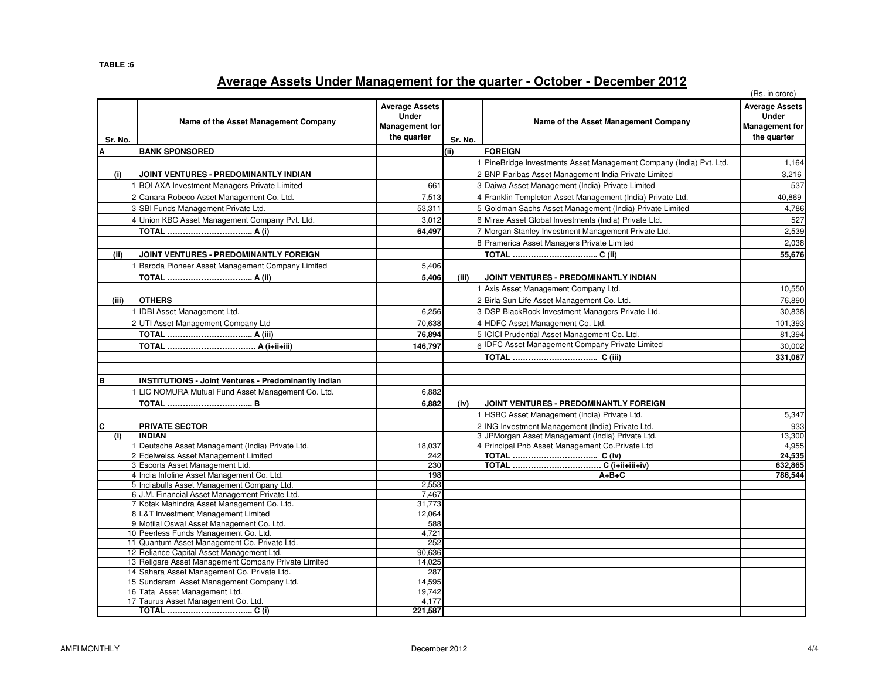TABLE :6

## Average Assets Under Management for the quarter - October - December 2012

(Rs. in crore)

| Sr. No. | Name of the Asset Management Company | Average Assets Under Management for the quarter | Sr. No. | Name of the Asset Management Company | Average Assets Under Management for the quarter |
|---|---|---|---|---|---|
| A | **BANK SPONSORED** | | (ii) | **FOREIGN** | |
| | | | 1 | PineBridge Investments Asset Management Company (India) Pvt. Ltd. | 1,164 |
| (i) | **JOINT VENTURES - PREDOMINANTLY INDIAN** | | 2 | BNP Paribas Asset Management India Private Limited | 3,216 |
| 1 | BOI AXA Investment Managers Private Limited | 661 | 3 | Daiwa Asset Management (India) Private Limited | 537 |
| 2 | Canara Robeco Asset Management Co. Ltd. | 7,513 | 4 | Franklin Templeton Asset Management (India) Private Ltd. | 40,869 |
| 3 | SBI Funds Management Private Ltd. | 53,311 | 5 | Goldman Sachs Asset Management (India) Private Limited | 4,786 |
| 4 | Union KBC Asset Management Company Pvt. Ltd. | 3,012 | 6 | Mirae Asset Global Investments (India) Private Ltd. | 527 |
| | **TOTAL ………………………….. A (i)** | **64,497** | 7 | Morgan Stanley Investment Management Private Ltd. | 2,539 |
| | | | 8 | Pramerica Asset Managers Private Limited | 2,038 |
| (ii) | **JOINT VENTURES - PREDOMINANTLY FOREIGN** | | | **TOTAL ………………………….. C (ii)** | **55,676** |
| 1 | Baroda Pioneer Asset Management Company Limited | 5,406 | | | |
| | **TOTAL ………………………….. A (ii)** | **5,406** | (iii) | **JOINT VENTURES - PREDOMINANTLY INDIAN** | |
| | | | 1 | Axis Asset Management Company Ltd. | 10,550 |
| (iii) | **OTHERS** | | 2 | Birla Sun Life Asset Management Co. Ltd. | 76,890 |
| 1 | IDBI Asset Management Ltd. | 6,256 | 3 | DSP BlackRock Investment Managers Private Ltd. | 30,838 |
| 2 | UTI Asset Management Company Ltd | 70,638 | 4 | HDFC Asset Management Co. Ltd. | 101,393 |
| | **TOTAL ………………………….. A (iii)** | **76,894** | 5 | ICICI Prudential Asset Management Co. Ltd. | 81,394 |
| | **TOTAL ………………………….. A (i+ii+iii)** | **146,797** | 6 | IDFC Asset Management Company Private Limited | 30,002 |
| | | | | **TOTAL ………………………….. C (iii)** | **331,067** |
| | | | | | |
| B | **INSTITUTIONS - Joint Ventures - Predominantly Indian** | | | | |
| 1 | LIC NOMURA Mutual Fund Asset Management Co. Ltd. | 6,882 | | | |
| | **TOTAL ………………………….. B** | **6,882** | (iv) | **JOINT VENTURES - PREDOMINANTLY FOREIGN** | |
| | | | 1 | HSBC Asset Management (India) Private Ltd. | 5,347 |
| C | **PRIVATE SECTOR** | | 2 | ING Investment Management (India) Private Ltd. | 933 |
| (i) | **INDIAN** | | 3 | JPMorgan Asset Management (India) Private Ltd. | 13,300 |
| 1 | Deutsche Asset Management (India) Private Ltd. | 18,037 | 4 | Principal Pnb Asset Management Co.Private Ltd | 4,955 |
| 2 | Edelweiss Asset Management Limited | 242 | | **TOTAL ………………………….. C (iv)** | **24,535** |
| 3 | Escorts Asset Management Ltd. | 230 | | **TOTAL ………………………….. C (i+ii+iii+iv)** | **632,865** |
| 4 | India Infoline Asset Management Co. Ltd. | 198 | | **A+B+C** | **786,544** |
| 5 | Indiabulls Asset Management Company Ltd. | 2,553 | | | |
| 6 | J.M. Financial Asset Management Private Ltd. | 7,467 | | | |
| 7 | Kotak Mahindra Asset Management Co. Ltd. | 31,773 | | | |
| 8 | L&T Investment Management Limited | 12,064 | | | |
| 9 | Motilal Oswal Asset Management Co. Ltd. | 588 | | | |
| 10 | Peerless Funds Management Co. Ltd. | 4,721 | | | |
| 11 | Quantum Asset Management Co. Private Ltd. | 252 | | | |
| 12 | Reliance Capital Asset Management Ltd. | 90,636 | | | |
| 13 | Religare Asset Management Company Private Limited | 14,025 | | | |
| 14 | Sahara Asset Management Co. Private Ltd. | 287 | | | |
| 15 | Sundaram Asset Management Company Ltd. | 14,595 | | | |
| 16 | Tata Asset Management Ltd. | 19,742 | | | |
| 17 | Taurus Asset Management Co. Ltd. | 4,177 | | | |
| | **TOTAL ………………………….. C (i)** | **221,587** | | | |

AMFI MONTHLY December 2012